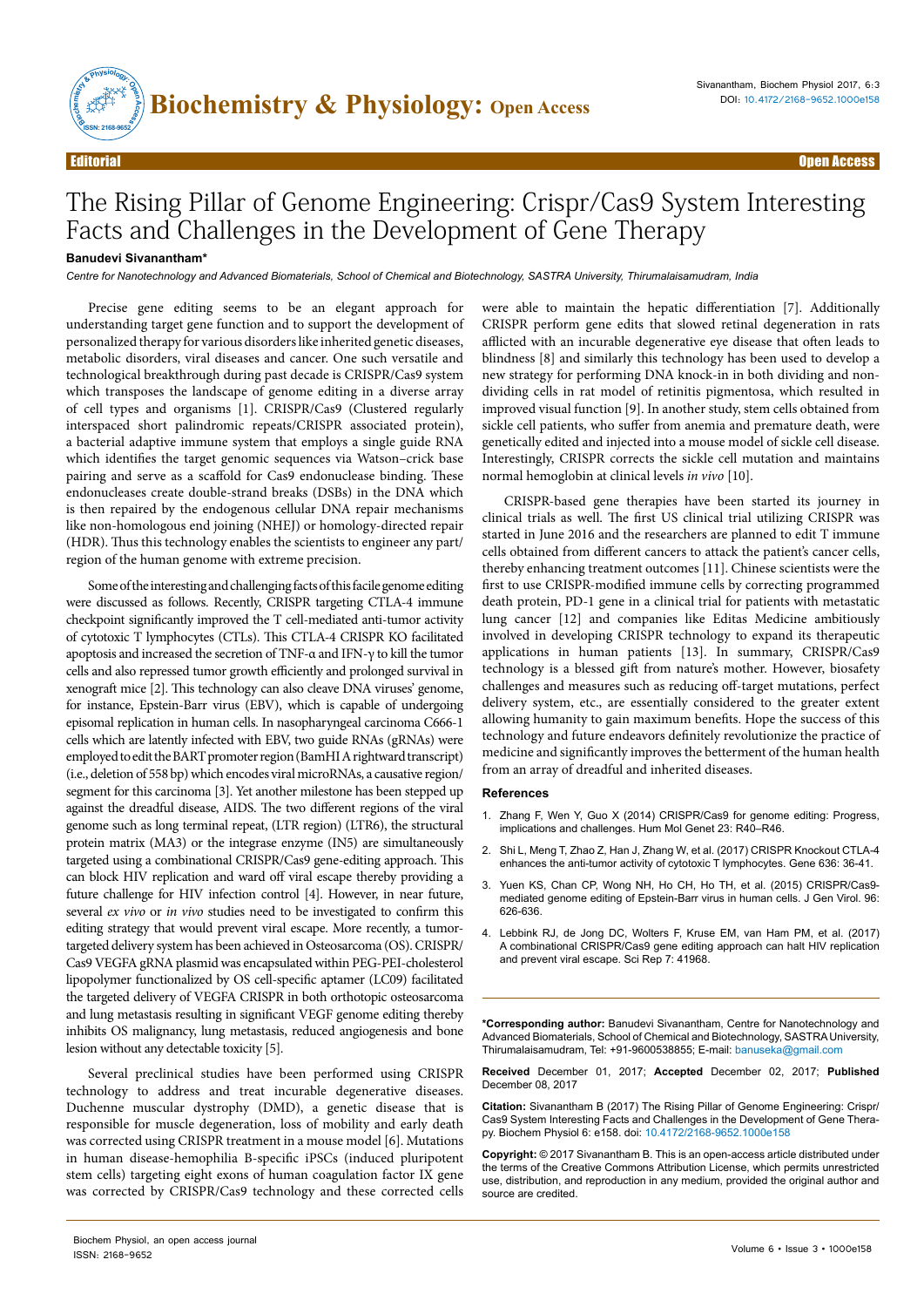Editorial

Open Access

# The Rising Pillar of Genome Engineering: Crispr/Cas9 System Interesting Facts and Challenges in the Development of Gene Therapy

**Banudevi Sivanantham***

*Centre for Nanotechnology and Advanced Biomaterials, School of Chemical and Biotechnology, SASTRA University, Thirumalaisamudram, India*

Precise gene editing seems to be an elegant approach for understanding target gene function and to support the development of personalized therapy for various disorders like inherited genetic diseases, metabolic disorders, viral diseases and cancer. One such versatile and technological breakthrough during past decade is CRISPR/Cas9 system which transposes the landscape of genome editing in a diverse array of cell types and organisms [1]. CRISPR/Cas9 (Clustered regularly interspaced short palindromic repeats/CRISPR associated protein), a bacterial adaptive immune system that employs a single guide RNA which identifies the target genomic sequences via Watson–crick base pairing and serve as a scaffold for Cas9 endonuclease binding. These endonucleases create double-strand breaks (DSBs) in the DNA which is then repaired by the endogenous cellular DNA repair mechanisms like non-homologous end joining (NHEJ) or homology-directed repair (HDR). Thus this technology enables the scientists to engineer any part/region of the human genome with extreme precision.

Some of the interesting and challenging facts of this facile genome editing were discussed as follows. Recently, CRISPR targeting CTLA-4 immune checkpoint significantly improved the T cell-mediated anti-tumor activity of cytotoxic T lymphocytes (CTLs). This CTLA-4 CRISPR KO facilitated apoptosis and increased the secretion of TNF-α and IFN-γ to kill the tumor cells and also repressed tumor growth efficiently and prolonged survival in xenograft mice [2]. This technology can also cleave DNA viruses' genome, for instance, Epstein-Barr virus (EBV), which is capable of undergoing episomal replication in human cells. In nasopharyngeal carcinoma C666-1 cells which are latently infected with EBV, two guide RNAs (gRNAs) were employed to edit the BART promoter region (BamHI A rightward transcript) (i.e., deletion of 558 bp) which encodes viral microRNAs, a causative region/segment for this carcinoma [3]. Yet another milestone has been stepped up against the dreadful disease, AIDS. The two different regions of the viral genome such as long terminal repeat, (LTR region) (LTR6), the structural protein matrix (MA3) or the integrase enzyme (IN5) are simultaneously targeted using a combinational CRISPR/Cas9 gene-editing approach. This can block HIV replication and ward off viral escape thereby providing a future challenge for HIV infection control [4]. However, in near future, several *ex vivo* or *in vivo* studies need to be investigated to confirm this editing strategy that would prevent viral escape. More recently, a tumor-targeted delivery system has been achieved in Osteosarcoma (OS). CRISPR/Cas9 VEGFA gRNA plasmid was encapsulated within PEG-PEI-cholesterol lipopolymer functionalized by OS cell-specific aptamer (LC09) facilitated the targeted delivery of VEGFA CRISPR in both orthotopic osteosarcoma and lung metastasis resulting in significant VEGF genome editing thereby inhibits OS malignancy, lung metastasis, reduced angiogenesis and bone lesion without any detectable toxicity [5].

Several preclinical studies have been performed using CRISPR technology to address and treat incurable degenerative diseases. Duchenne muscular dystrophy (DMD), a genetic disease that is responsible for muscle degeneration, loss of mobility and early death was corrected using CRISPR treatment in a mouse model [6]. Mutations in human disease-hemophilia B-specific iPSCs (induced pluripotent stem cells) targeting eight exons of human coagulation factor IX gene was corrected by CRISPR/Cas9 technology and these corrected cells were able to maintain the hepatic differentiation [7]. Additionally CRISPR perform gene edits that slowed retinal degeneration in rats afflicted with an incurable degenerative eye disease that often leads to blindness [8] and similarly this technology has been used to develop a new strategy for performing DNA knock-in in both dividing and non-dividing cells in rat model of retinitis pigmentosa, which resulted in improved visual function [9]. In another study, stem cells obtained from sickle cell patients, who suffer from anemia and premature death, were genetically edited and injected into a mouse model of sickle cell disease. Interestingly, CRISPR corrects the sickle cell mutation and maintains normal hemoglobin at clinical levels *in vivo* [10].

CRISPR-based gene therapies have been started its journey in clinical trials as well. The first US clinical trial utilizing CRISPR was started in June 2016 and the researchers are planned to edit T immune cells obtained from different cancers to attack the patient's cancer cells, thereby enhancing treatment outcomes [11]. Chinese scientists were the first to use CRISPR-modified immune cells by correcting programmed death protein, PD-1 gene in a clinical trial for patients with metastatic lung cancer [12] and companies like Editas Medicine ambitiously involved in developing CRISPR technology to expand its therapeutic applications in human patients [13]. In summary, CRISPR/Cas9 technology is a blessed gift from nature's mother. However, biosafety challenges and measures such as reducing off-target mutations, perfect delivery system, etc., are essentially considered to the greater extent allowing humanity to gain maximum benefits. Hope the success of this technology and future endeavors definitely revolutionize the practice of medicine and significantly improves the betterment of the human health from an array of dreadful and inherited diseases.

## References

1. Zhang F, Wen Y, Guo X (2014) CRISPR/Cas9 for genome editing: Progress, implications and challenges. Hum Mol Genet 23: R40–R46.
2. Shi L, Meng T, Zhao Z, Han J, Zhang W, et al. (2017) CRISPR Knockout CTLA-4 enhances the anti-tumor activity of cytotoxic T lymphocytes. Gene 636: 36-41.
3. Yuen KS, Chan CP, Wong NH, Ho CH, Ho TH, et al. (2015) CRISPR/Cas9-mediated genome editing of Epstein-Barr virus in human cells. J Gen Virol. 96: 626-636.
4. Lebbink RJ, de Jong DC, Wolters F, Kruse EM, van Ham PM, et al. (2017) A combinational CRISPR/Cas9 gene editing approach can halt HIV replication and prevent viral escape. Sci Rep 7: 41968.

**\*Corresponding author:** Banudevi Sivanantham, Centre for Nanotechnology and Advanced Biomaterials, School of Chemical and Biotechnology, SASTRA University, Thirumalaisamudram, Tel: +91-9600538855; E-mail: banuseka@gmail.com

**Received** December 01, 2017; **Accepted** December 02, 2017; **Published** December 08, 2017

**Citation:** Sivanantham B (2017) The Rising Pillar of Genome Engineering: Crispr/Cas9 System Interesting Facts and Challenges in the Development of Gene Therapy. Biochem Physiol 6: e158. doi: 10.4172/2168-9652.1000e158

**Copyright:** © 2017 Sivanantham B. This is an open-access article distributed under the terms of the Creative Commons Attribution License, which permits unrestricted use, distribution, and reproduction in any medium, provided the original author and source are credited.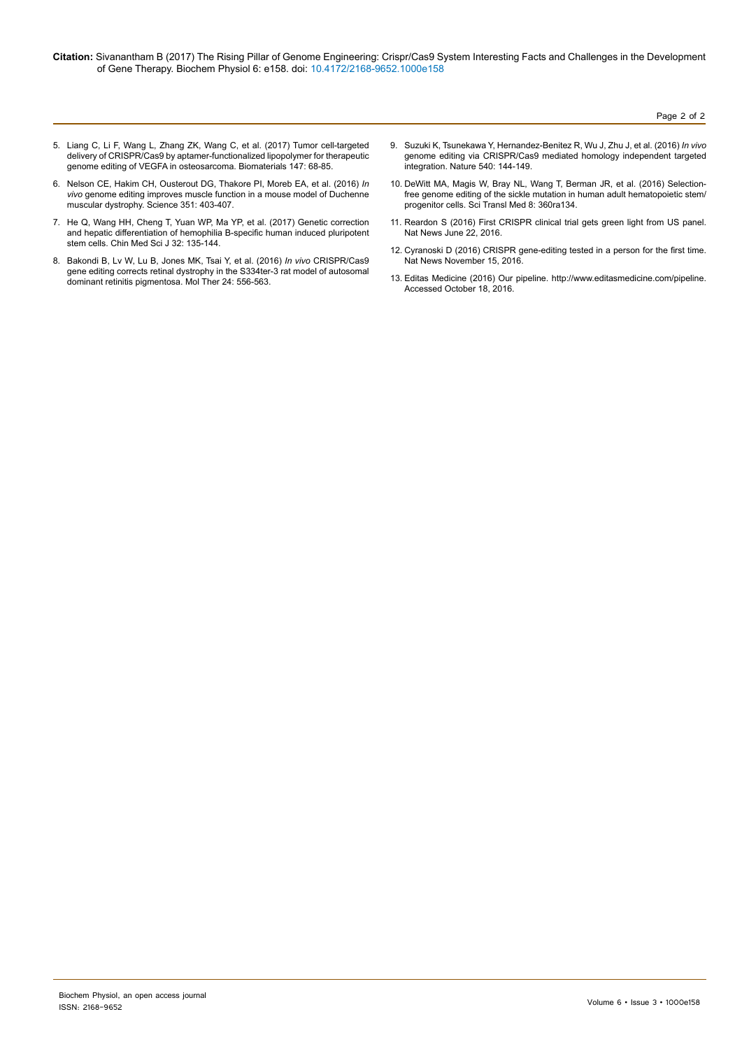5. Liang C, Li F, Wang L, Zhang ZK, Wang C, et al. (2017) Tumor cell-targeted delivery of CRISPR/Cas9 by aptamer-functionalized lipopolymer for therapeutic genome editing of VEGFA in osteosarcoma. Biomaterials 147: 68-85.

6. Nelson CE, Hakim CH, Ousterout DG, Thakore PI, Moreb EA, et al. (2016) *In vivo* genome editing improves muscle function in a mouse model of Duchenne muscular dystrophy. Science 351: 403-407.

7. He Q, Wang HH, Cheng T, Yuan WP, Ma YP, et al. (2017) Genetic correction and hepatic differentiation of hemophilia B-specific human induced pluripotent stem cells. Chin Med Sci J 32: 135-144.

8. Bakondi B, Lv W, Lu B, Jones MK, Tsai Y, et al. (2016) *In vivo* CRISPR/Cas9 gene editing corrects retinal dystrophy in the S334ter-3 rat model of autosomal dominant retinitis pigmentosa. Mol Ther 24: 556-563.

9. Suzuki K, Tsunekawa Y, Hernandez-Benitez R, Wu J, Zhu J, et al. (2016) *In vivo* genome editing via CRISPR/Cas9 mediated homology independent targeted integration. Nature 540: 144-149.

10. DeWitt MA, Magis W, Bray NL, Wang T, Berman JR, et al. (2016) Selection-free genome editing of the sickle mutation in human adult hematopoietic stem/progenitor cells. Sci Transl Med 8: 360ra134.

11. Reardon S (2016) First CRISPR clinical trial gets green light from US panel. Nat News June 22, 2016.

12. Cyranoski D (2016) CRISPR gene-editing tested in a person for the first time. Nat News November 15, 2016.

13. Editas Medicine (2016) Our pipeline. http://www.editasmedicine.com/pipeline. Accessed October 18, 2016.